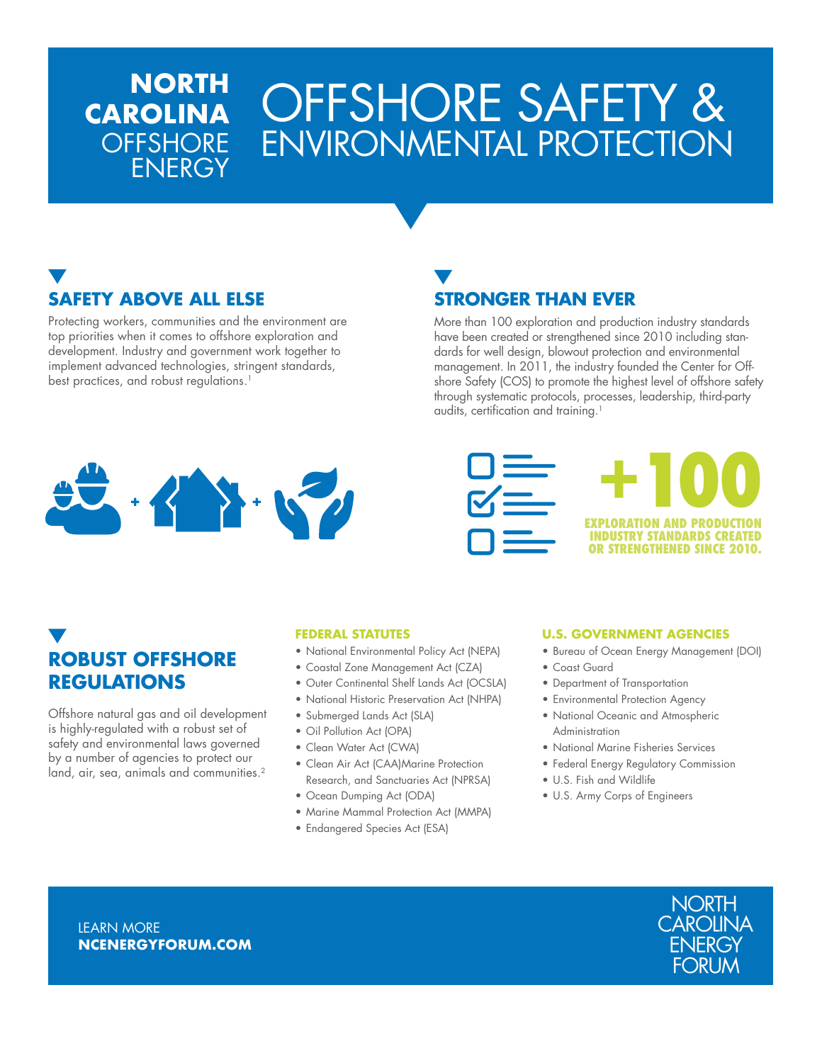**NORTH CAROLINA** OFFSHORE ENERGY

# OFFSHORE SAFETY & ENVIRONMENTAL PROTECTION

## SAFETY ABOVE ALL ELSE

Protecting workers, communities and the environment are top priorities when it comes to offshore exploration and development. Industry and government work together to implement advanced technologies, stringent standards, best practices, and robust regulations.[1]

## STRONGER THAN EVER

More than 100 exploration and production industry standards have been created or strengthened since 2010 including standards for well design, blowout protection and environmental management. In 2011, the industry founded the Center for Offshore Safety (COS) to promote the highest level of offshore safety through systematic protocols, processes, leadership, third-party audits, certification and training.[1]

**+100**

**EXPLORATION AND PRODUCTION INDUSTRY STANDARDS CREATED OR STRENGTHENED SINCE 2010.**

## ROBUST OFFSHORE REGULATIONS

Offshore natural gas and oil development is highly-regulated with a robust set of safety and environmental laws governed by a number of agencies to protect our land, air, sea, animals and communities.[2]

### FEDERAL STATUTES

- National Environmental Policy Act (NEPA)
- Coastal Zone Management Act (CZA)
- Outer Continental Shelf Lands Act (OCSLA)
- National Historic Preservation Act (NHPA)
- Submerged Lands Act (SLA)
- Oil Pollution Act (OPA)
- Clean Water Act (CWA)
- Clean Air Act (CAA)Marine Protection Research, and Sanctuaries Act (NPRSA)
- Ocean Dumping Act (ODA)
- Marine Mammal Protection Act (MMPA)
- Endangered Species Act (ESA)

### U.S. GOVERNMENT AGENCIES

- Bureau of Ocean Energy Management (DOI)
- Coast Guard
- Department of Transportation
- Environmental Protection Agency
- National Oceanic and Atmospheric Administration
- National Marine Fisheries Services
- Federal Energy Regulatory Commission
- U.S. Fish and Wildlife
- U.S. Army Corps of Engineers

LEARN MORE
**NCENERGYFORUM.COM**

NORTH CAROLINA ENERGY FORUM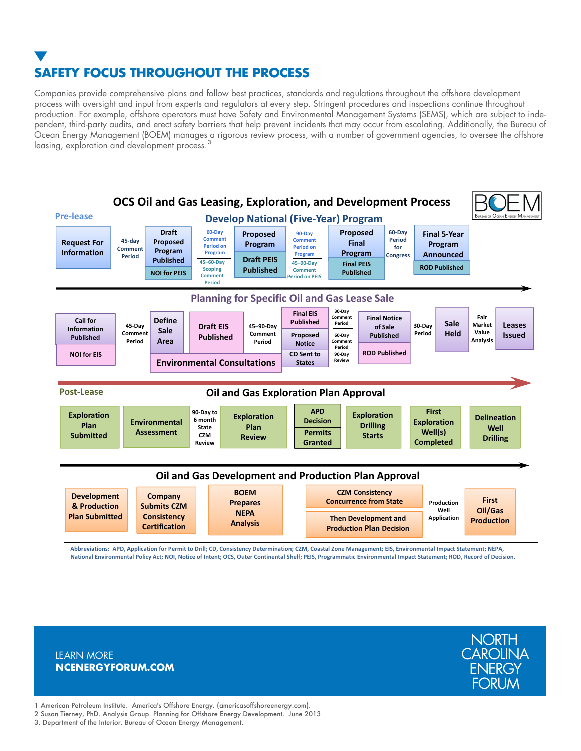## SAFETY FOCUS THROUGHOUT THE PROCESS

Companies provide comprehensive plans and follow best practices, standards and regulations throughout the offshore development process with oversight and input from experts and regulators at every step. Stringent procedures and inspections continue throughout production. For example, offshore operators must have Safety and Environmental Management Systems (SEMS), which are subject to independent, third-party audits, and erect safety barriers that help prevent incidents that may occur from escalating. Additionally, the Bureau of Ocean Energy Management (BOEM) manages a rigorous review process, with a number of government agencies, to oversee the offshore leasing, exploration and development process.[3]

### OCS Oil and Gas Leasing, Exploration, and Development Process

BOEM — Bureau of Ocean Energy Management

**Pre-lease**

**Develop National (Five-Year) Program**

Request For Information → 45-day Comment Period → Draft Proposed Program Published / NOI for PEIS → 60-Day Comment Period on Program / 45–60-Day Scoping Comment Period → Proposed Program / Draft PEIS Published → 90-Day Comment Period on Program / 45–90-Day Comment Period on PEIS → Proposed Final Program / Final PEIS Published → 60-Day Period for Congress → Final 5-Year Program Announced / ROD Published

**Planning for Specific Oil and Gas Lease Sale**

Call for Information Published / NOI for EIS → 45-Day Comment Period → Define Sale Area → Draft EIS Published → 45–90-Day Comment Period → Final EIS Published / Proposed Notice / CD Sent to States → 30-Day Comment Period / 60-Day Comment Period / 90-Day Review → Final Notice of Sale Published / ROD Published → 30-Day Period → Sale Held → Fair Market Value Analysis → Leases Issued

Environmental Consultations

**Post-Lease**

**Oil and Gas Exploration Plan Approval**

Exploration Plan Submitted → Environmental Assessment → 90-Day to 6 month State CZM Review → Exploration Plan Review → APD Decision / Permits Granted → Exploration Drilling Starts → First Exploration Well(s) Completed → Delineation Well Drilling

**Oil and Gas Development and Production Plan Approval**

Development & Production Plan Submitted → Company Submits CZM Consistency Certification → BOEM Prepares NEPA Analysis → CZM Consistency Concurrence from State / Then Development and Production Plan Decision → Production Well Application → First Oil/Gas Production

Abbreviations: APD, Application for Permit to Drill; CD, Consistency Determination; CZM, Coastal Zone Management; EIS, Environmental Impact Statement; NEPA, National Environmental Policy Act; NOI, Notice of Intent; OCS, Outer Continental Shelf; PEIS, Programmatic Environmental Impact Statement; ROD, Record of Decision.

LEARN MORE
**NCENERGYFORUM.COM**

NORTH CAROLINA ENERGY FORUM

1 American Petroleum Institute. America's Offshore Energy. (americasoffshoreenergy.com).
2 Susan Tierney, PhD. Analysis Group. Planning for Offshore Energy Development. June 2013.
3. Department of the Interior. Bureau of Ocean Energy Management.